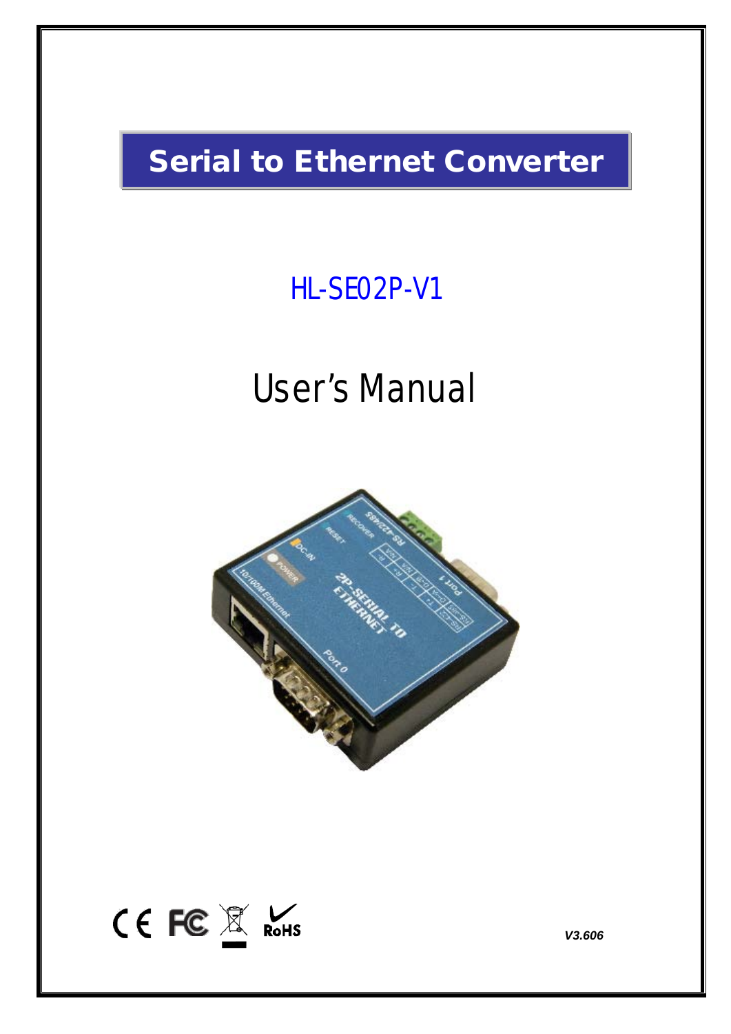# Serial to Ethernet Converter

## HL-SE02P-V1

# User's Manual

*V3.606*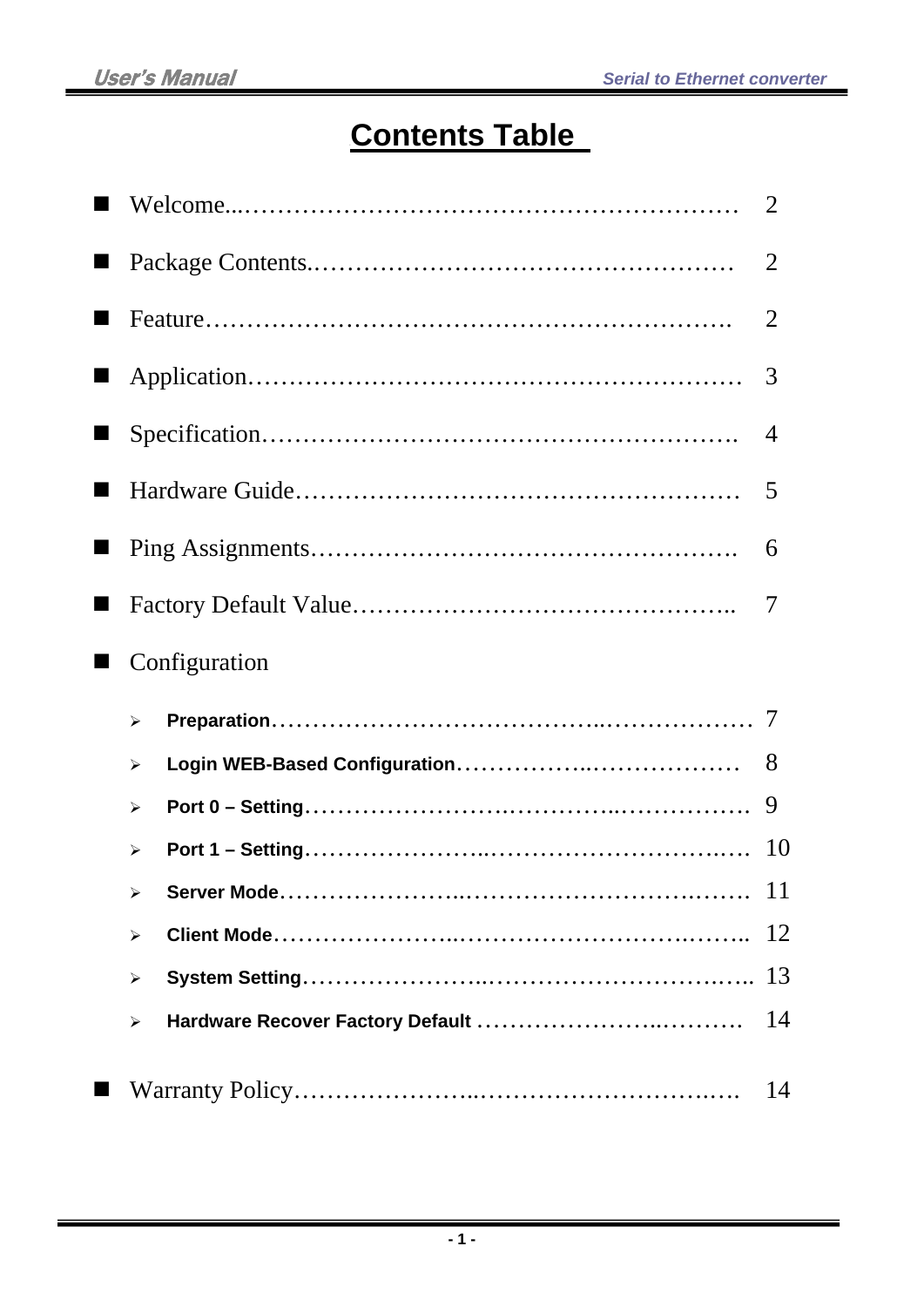# Contents Table

- Welcome...................................................... 2
- Package Contents.......................................... 2
- Feature........................................................ 2
- Application.................................................. 3
- Specification................................................ 4
- Hardware Guide............................................ 5
- Ping Assignments......................................... 6
- Factory Default Value.................................. 7
- Configuration
  - **Preparation**............................................ 7
  - **Login WEB-Based Configuration**.............. 8
  - **Port 0 – Setting**..................................... 9
  - **Port 1 – Setting**..................................... 10
  - **Server Mode**.......................................... 11
  - **Client Mode**........................................... 12
  - **System Setting**....................................... 13
  - **Hardware Recover Factory Default** ............ 14
- Warranty Policy............................................ 14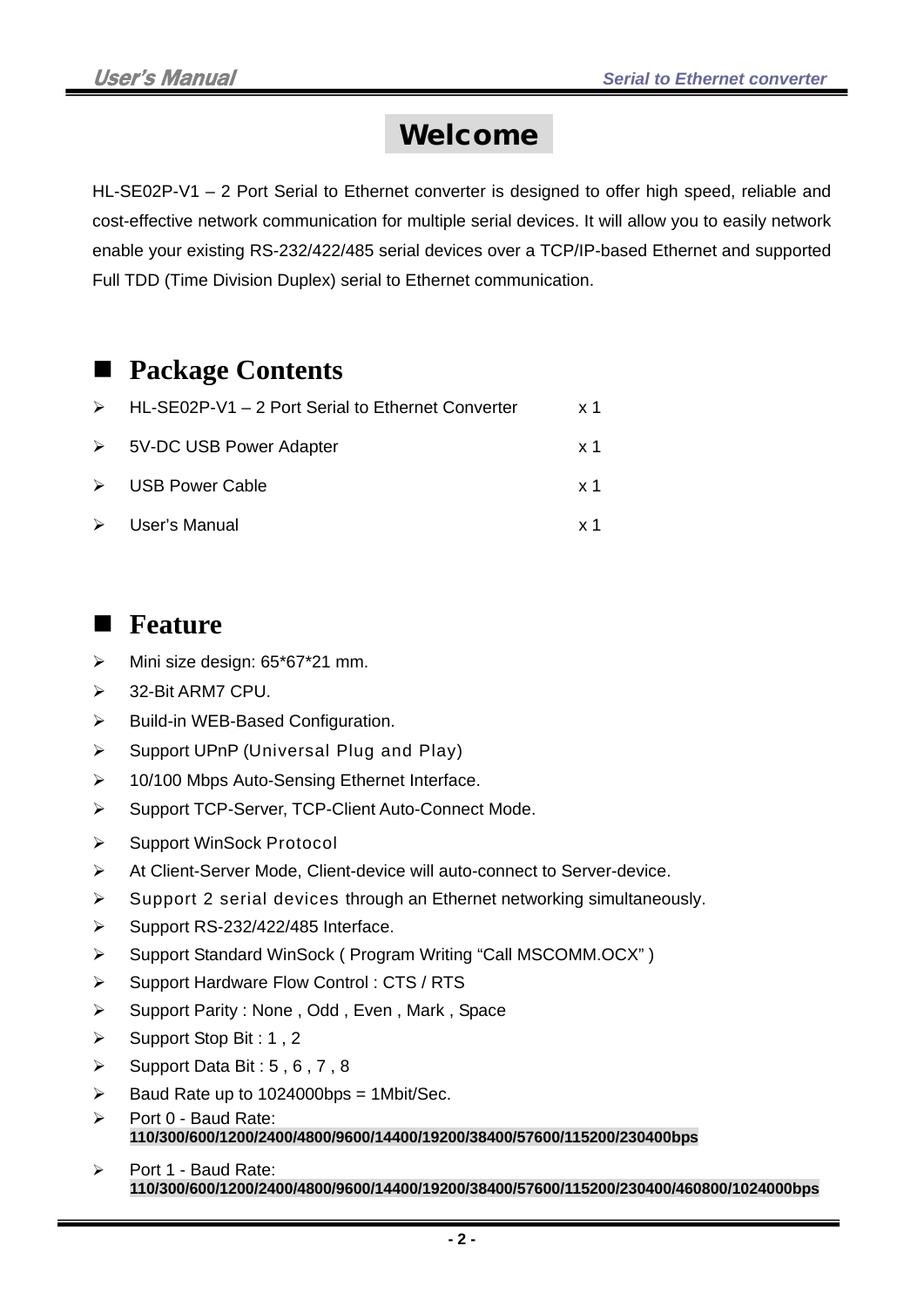# Welcome

HL-SE02P-V1 – 2 Port Serial to Ethernet converter is designed to offer high speed, reliable and cost-effective network communication for multiple serial devices. It will allow you to easily network enable your existing RS-232/422/485 serial devices over a TCP/IP-based Ethernet and supported Full TDD (Time Division Duplex) serial to Ethernet communication.

## Package Contents

| Item | Qty |
|---|---|
| HL-SE02P-V1 – 2 Port Serial to Ethernet Converter | x 1 |
| 5V-DC USB Power Adapter | x 1 |
| USB Power Cable | x 1 |
| User's Manual | x 1 |

## Feature

- Mini size design: 65*67*21 mm.
- 32-Bit ARM7 CPU.
- Build-in WEB-Based Configuration.
- Support UPnP (Universal Plug and Play)
- 10/100 Mbps Auto-Sensing Ethernet Interface.
- Support TCP-Server, TCP-Client Auto-Connect Mode.
- Support WinSock Protocol
- At Client-Server Mode, Client-device will auto-connect to Server-device.
- Support 2 serial devices through an Ethernet networking simultaneously.
- Support RS-232/422/485 Interface.
- Support Standard WinSock ( Program Writing "Call MSCOMM.OCX" )
- Support Hardware Flow Control : CTS / RTS
- Support Parity : None , Odd , Even , Mark , Space
- Support Stop Bit : 1 , 2
- Support Data Bit : 5 , 6 , 7 , 8
- Baud Rate up to 1024000bps = 1Mbit/Sec.
- Port 0 - Baud Rate: **110/300/600/1200/2400/4800/9600/14400/19200/38400/57600/115200/230400bps**
- Port 1 - Baud Rate: **110/300/600/1200/2400/4800/9600/14400/19200/38400/57600/115200/230400/460800/1024000bps**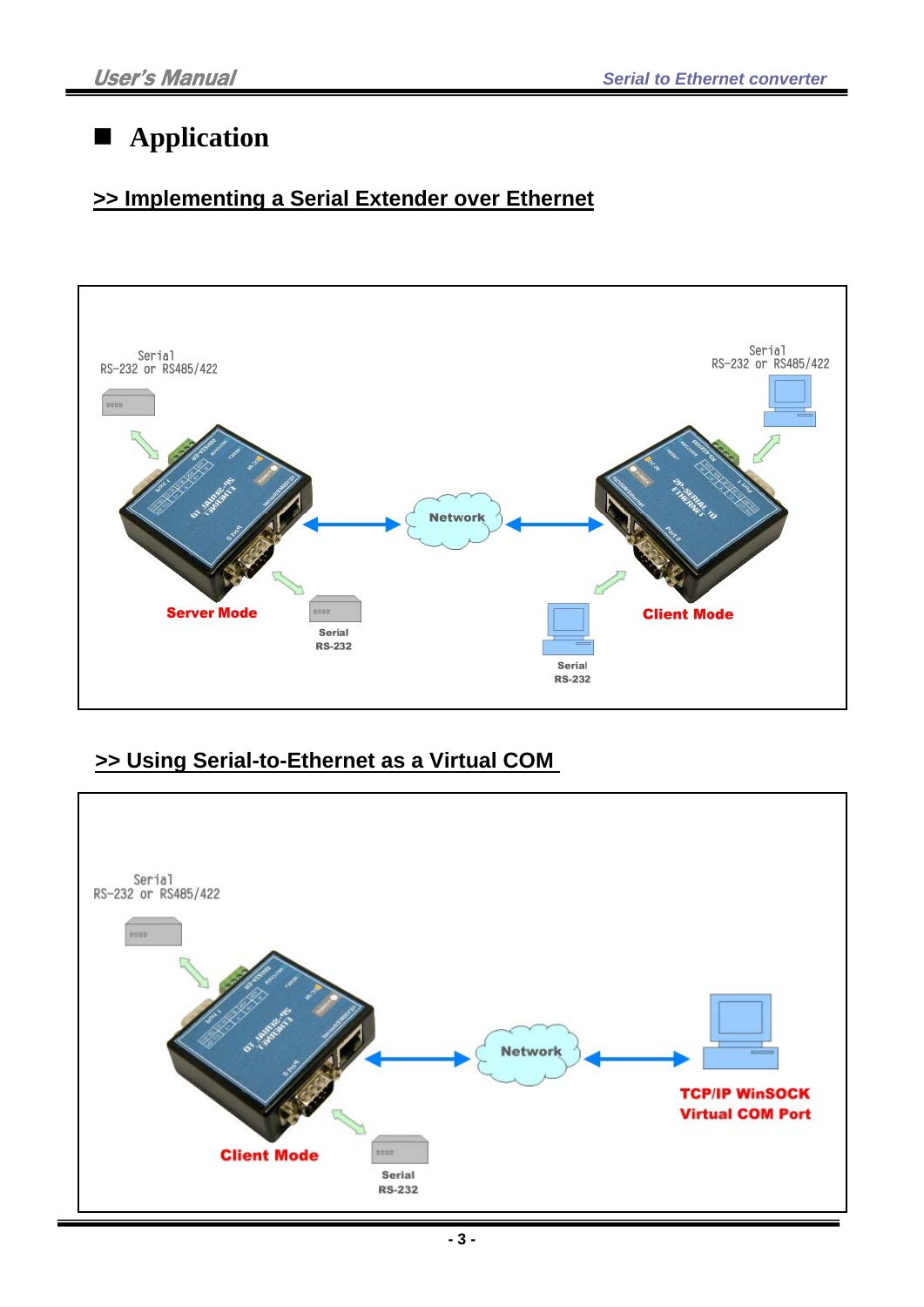## ■ Application

### >> Implementing a Serial Extender over Ethernet

Serial
RS-232 or RS485/422

Serial
RS-232 or RS485/422

Network

Server Mode

Serial
RS-232

Client Mode

Serial
RS-232

### >> Using Serial-to-Ethernet as a Virtual COM

Serial
RS-232 or RS485/422

Network

TCP/IP WinSOCK
Virtual COM Port

Client Mode

Serial
RS-232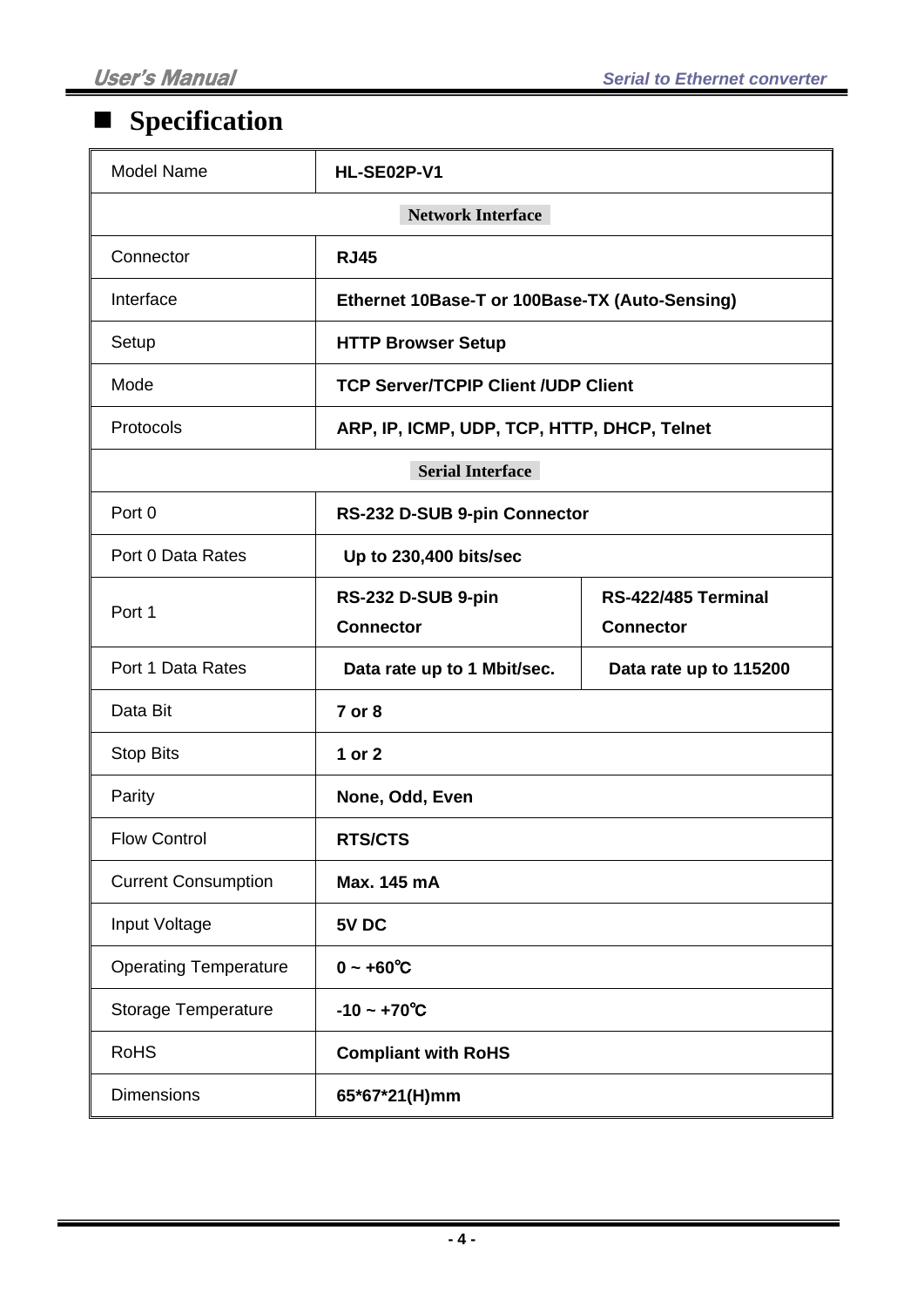## Specification

| Model Name | HL-SE02P-V1 | |
|---|---|---|
| **Network Interface** | | |
| Connector | **RJ45** | |
| Interface | **Ethernet 10Base-T or 100Base-TX (Auto-Sensing)** | |
| Setup | **HTTP Browser Setup** | |
| Mode | **TCP Server/TCPIP Client /UDP Client** | |
| Protocols | **ARP, IP, ICMP, UDP, TCP, HTTP, DHCP, Telnet** | |
| **Serial Interface** | | |
| Port 0 | **RS-232 D-SUB 9-pin Connector** | |
| Port 0 Data Rates | **Up to 230,400 bits/sec** | |
| Port 1 | **RS-232 D-SUB 9-pin Connector** | **RS-422/485 Terminal Connector** |
| Port 1 Data Rates | **Data rate up to 1 Mbit/sec.** | **Data rate up to 115200** |
| Data Bit | **7 or 8** | |
| Stop Bits | **1 or 2** | |
| Parity | **None, Odd, Even** | |
| Flow Control | **RTS/CTS** | |
| Current Consumption | **Max. 145 mA** | |
| Input Voltage | **5V DC** | |
| Operating Temperature | **0 ~ +60℃** | |
| Storage Temperature | **-10 ~ +70℃** | |
| RoHS | **Compliant with RoHS** | |
| Dimensions | **65*67*21(H)mm** | |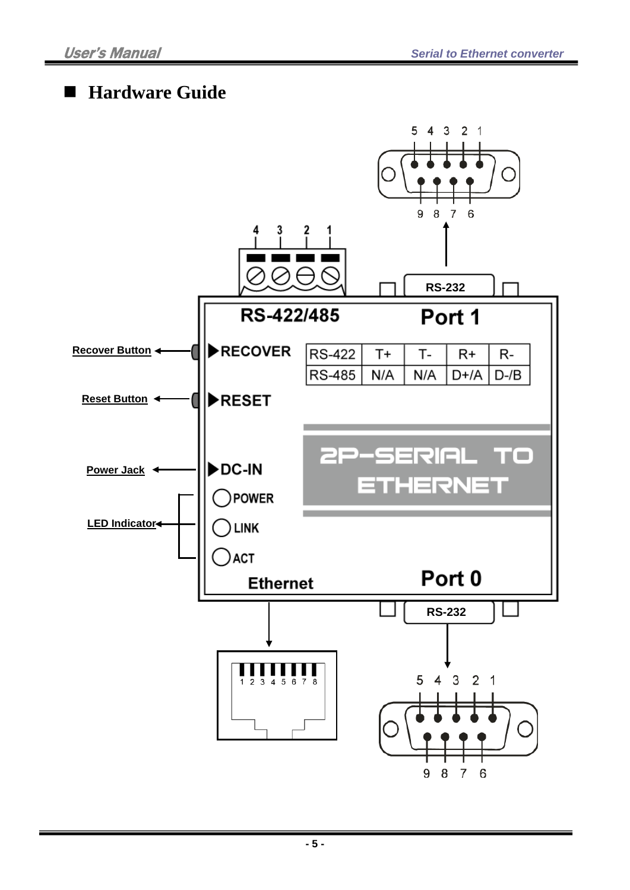## Hardware Guide

RS-422/485

4 3 2 1

Port 1

RS-232

5 4 3 2 1

9 8 7 6

Recover Button — RECOVER

Reset Button — RESET

Power Jack — DC-IN

LED Indicator — POWER, LINK, ACT

| RS-422 | T+ | T- | R+ | R- |
|---|---|---|---|---|
| RS-485 | N/A | N/A | D+/A | D-/B |

2P-SERIAL TO ETHERNET

Ethernet

1 2 3 4 5 6 7 8

Port 0

RS-232

5 4 3 2 1

9 8 7 6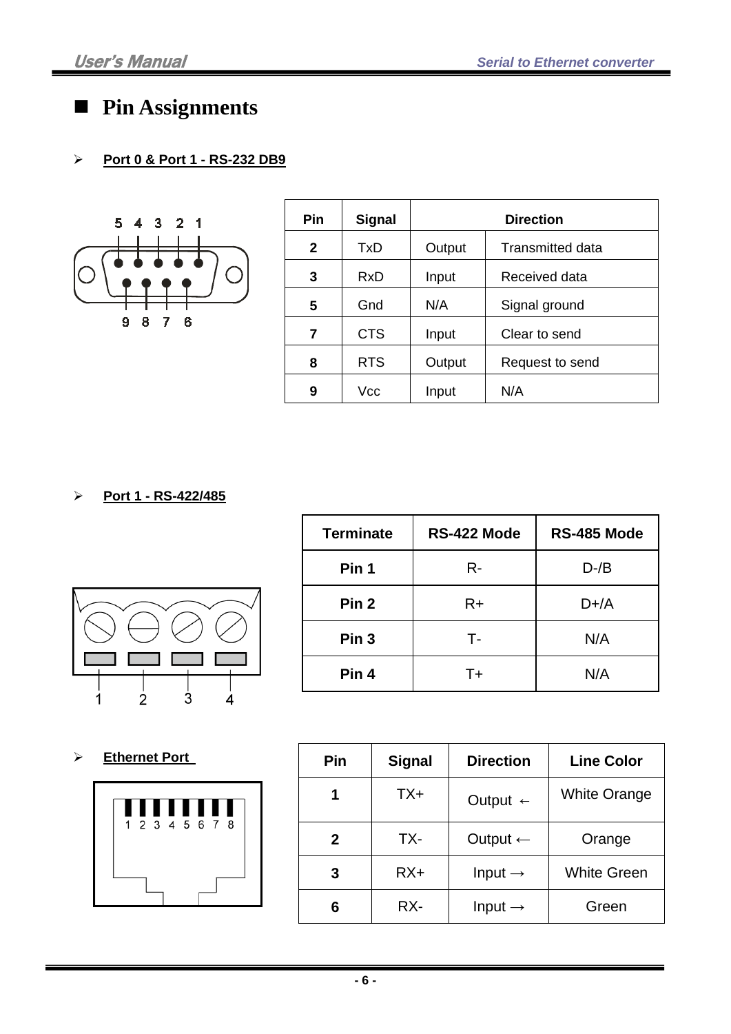## Pin Assignments

- **Port 0 & Port 1 - RS-232 DB9**

| Pin | Signal | Direction | |
|---|---|---|---|
| **2** | TxD | Output | Transmitted data |
| **3** | RxD | Input | Received data |
| **5** | Gnd | N/A | Signal ground |
| **7** | CTS | Input | Clear to send |
| **8** | RTS | Output | Request to send |
| **9** | Vcc | Input | N/A |

- **Port 1 - RS-422/485**

| Terminate | RS-422 Mode | RS-485 Mode |
|---|---|---|
| **Pin 1** | R- | D-/B |
| **Pin 2** | R+ | D+/A |
| **Pin 3** | T- | N/A |
| **Pin 4** | T+ | N/A |

- **Ethernet Port**

| Pin | Signal | Direction | Line Color |
|---|---|---|---|
| **1** | TX+ | Output ← | White Orange |
| **2** | TX- | Output ← | Orange |
| **3** | RX+ | Input → | White Green |
| **6** | RX- | Input → | Green |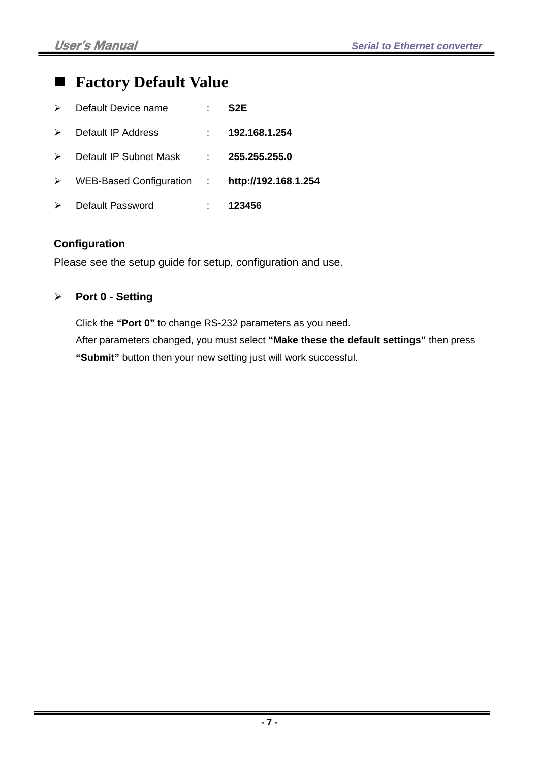## Factory Default Value

- Default Device name : **S2E**
- Default IP Address : **192.168.1.254**
- Default IP Subnet Mask : **255.255.255.0**
- WEB-Based Configuration : **http://192.168.1.254**
- Default Password : **123456**

**Configuration**

Please see the setup guide for setup, configuration and use.

- **Port 0 - Setting**

  Click the **"Port 0"** to change RS-232 parameters as you need.
  After parameters changed, you must select **"Make these the default settings"** then press **"Submit"** button then your new setting just will work successful.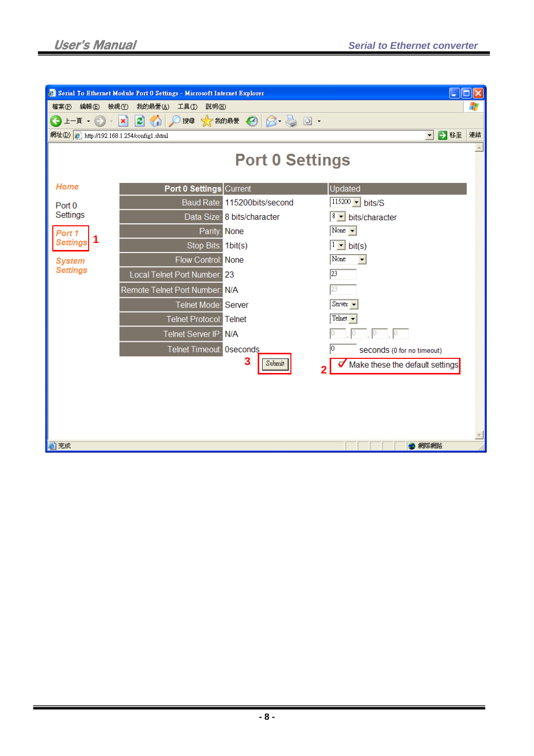# Port 0 Settings

Home

Port 0 Settings

Port 1 Settings **1**

System Settings

| Port 0 Settings | Current | Updated |
|---|---|---|
| Baud Rate: | 115200bits/second | 115200 bits/S |
| Data Size: | 8 bits/character | 8 bits/character |
| Parity: | None | None |
| Stop Bits: | 1bit(s) | 1 bit(s) |
| Flow Control: | None | None |
| Local Telnet Port Number: | 23 | 23 |
| Remote Telnet Port Number: | N/A | 23 |
| Telnet Mode: | Server | Server |
| Telnet Protocol: | Telnet | Telnet |
| Telnet Server IP: | N/A | 0 . 0 . 0 . 0 |
| Telnet Timeout: | 0seconds | 0 seconds (0 for no timeout) |

**3** Submit

**2** ✓ Make these the default settings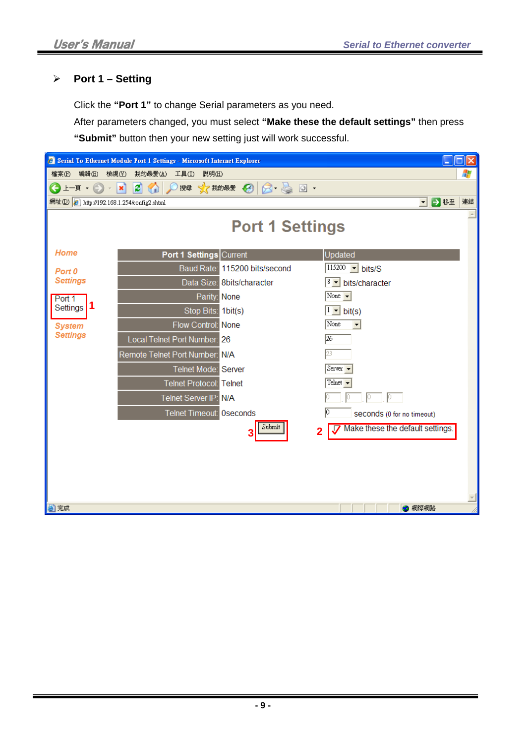## ➢ Port 1 – Setting

Click the **"Port 1"** to change Serial parameters as you need.

After parameters changed, you must select **"Make these the default settings"** then press **"Submit"** button then your new setting just will work successful.

Serial To Ethernet Module Port 1 Settings - Microsoft Internet Explorer

檔案(F) 編輯(E) 檢視(V) 我的最愛(A) 工具(T) 說明(H)

網址(D) http://192.168.1.254/config2.shtml

# Port 1 Settings

Home

Port 0 Settings

Port 1 Settings **1**

System Settings

| Port 1 Settings | Current | Updated |
|---|---|---|
| Baud Rate: | 115200 bits/second | 115200 bits/S |
| Data Size: | 8bits/character | 8 bits/character |
| Parity: | None | None |
| Stop Bits: | 1bit(s) | 1 bit(s) |
| Flow Control: | None | None |
| Local Telnet Port Number: | 26 | 26 |
| Remote Telnet Port Number: | N/A | 23 |
| Telnet Mode: | Server | Server |
| Telnet Protocol: | Telnet | Telnet |
| Telnet Server IP: | N/A | 0 . 0 . 0 . 0 |
| Telnet Timeout: | 0seconds | 0 seconds (0 for no timeout) |

**3** Submit **2** ☑ Make these the default settings.

完成 網際網路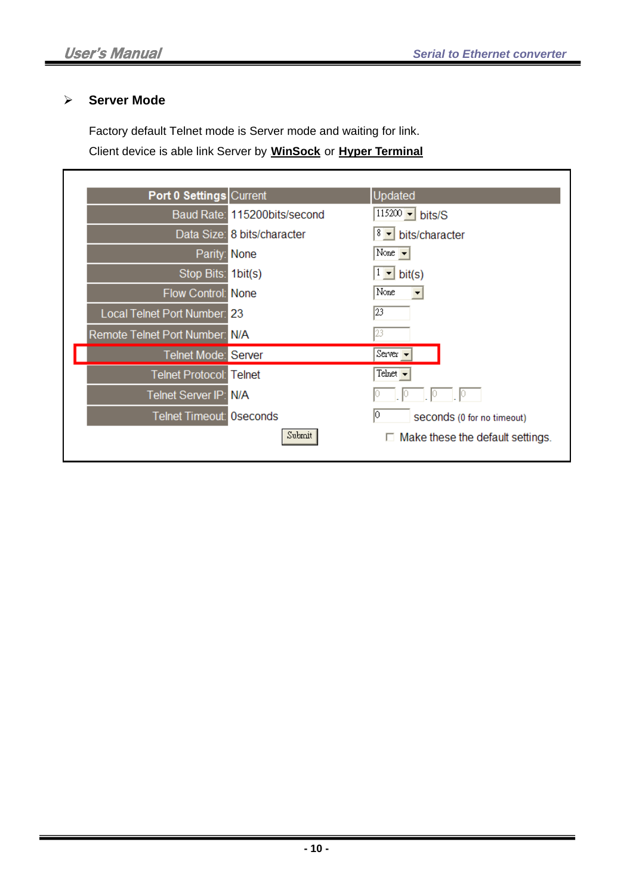## ➢ Server Mode

Factory default Telnet mode is Server mode and waiting for link.

Client device is able link Server by **WinSock** or **Hyper Terminal**

| Port 0 Settings | Current | Updated |
|---|---|---|
| Baud Rate: | 115200bits/second | 115200 bits/S |
| Data Size: | 8 bits/character | 8 bits/character |
| Parity: | None | None |
| Stop Bits: | 1bit(s) | 1 bit(s) |
| Flow Control: | None | None |
| Local Telnet Port Number: | 23 | 23 |
| Remote Telnet Port Number: | N/A | 23 |
| Telnet Mode: | Server | Server |
| Telnet Protocol: | Telnet | Telnet |
| Telnet Server IP: | N/A | 0 . 0 . 0 . 0 |
| Telnet Timeout: | 0seconds | 0 seconds (0 for no timeout) |
| | Submit | Make these the default settings. |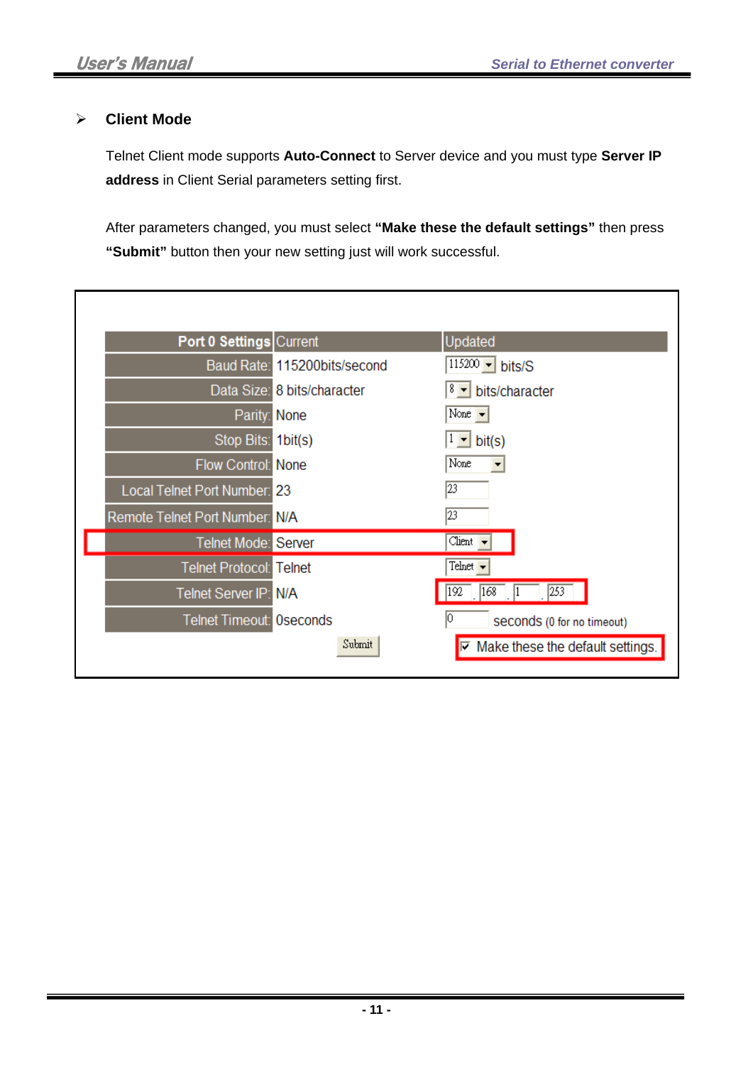## Client Mode

Telnet Client mode supports **Auto-Connect** to Server device and you must type **Server IP address** in Client Serial parameters setting first.

After parameters changed, you must select **"Make these the default settings"** then press **"Submit"** button then your new setting just will work successful.

| Port 0 Settings | Current | Updated |
|---|---|---|
| Baud Rate: | 115200bits/second | 115200 bits/S |
| Data Size: | 8 bits/character | 8 bits/character |
| Parity: | None | None |
| Stop Bits: | 1bit(s) | 1 bit(s) |
| Flow Control: | None | None |
| Local Telnet Port Number: | 23 | 23 |
| Remote Telnet Port Number: | N/A | 23 |
| Telnet Mode: | Server | Client |
| Telnet Protocol: | Telnet | Telnet |
| Telnet Server IP: | N/A | 192 . 168 . 1 . 253 |
| Telnet Timeout: | 0seconds | 0 seconds (0 for no timeout) |
| | Submit | ☑ Make these the default settings. |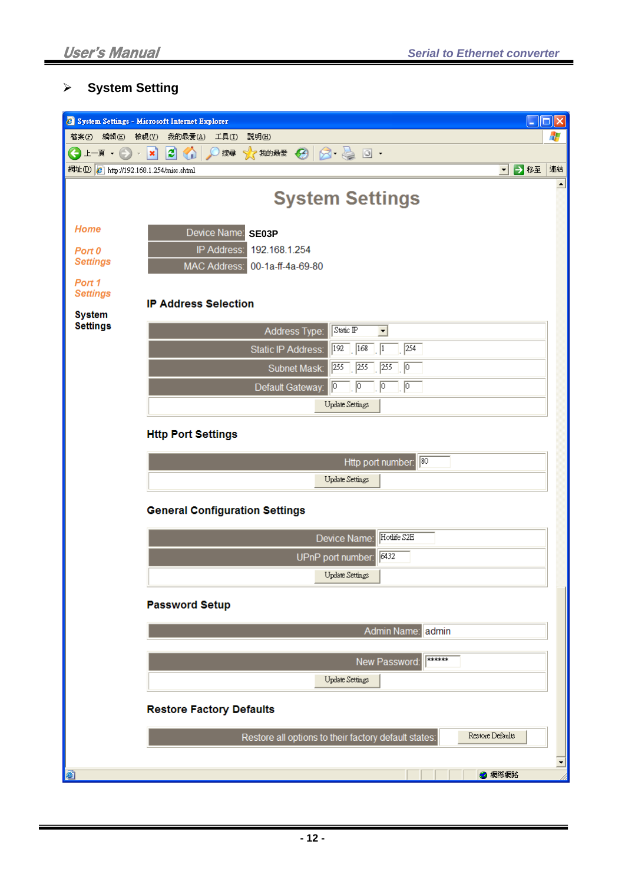## ➢ System Setting

System Settings - Microsoft Internet Explorer

http://192.168.1.254/misc.shtml

# System Settings

- Home
- Port 0 Settings
- Port 1 Settings
- System Settings

| | |
|---|---|
| Device Name: | SE03P |
| IP Address: | 192.168.1.254 |
| MAC Address: | 00-1a-ff-4a-69-80 |

### IP Address Selection

| | |
|---|---|
| Address Type: | Static IP |
| Static IP Address: | 192 . 168 . 1 . 254 |
| Subnet Mask: | 255 . 255 . 255 . 0 |
| Default Gateway: | 0 . 0 . 0 . 0 |

Update Settings

### Http Port Settings

| | |
|---|---|
| Http port number: | 80 |

Update Settings

### General Configuration Settings

| | |
|---|---|
| Device Name: | Hotlife S2E |
| UPnP port number: | 6432 |

Update Settings

### Password Setup

| | |
|---|---|
| Admin Name: | admin |

| | |
|---|---|
| New Password: | ****** |

Update Settings

### Restore Factory Defaults

| | |
|---|---|
| Restore all options to their factory default states: | Restore Defaults |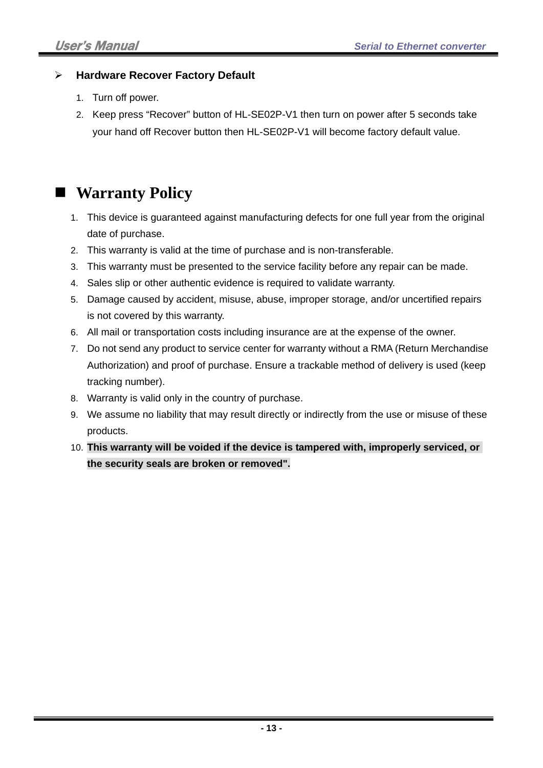### Hardware Recover Factory Default

1. Turn off power.
2. Keep press “Recover” button of HL-SE02P-V1 then turn on power after 5 seconds take your hand off Recover button then HL-SE02P-V1 will become factory default value.

## Warranty Policy

1. This device is guaranteed against manufacturing defects for one full year from the original date of purchase.
2. This warranty is valid at the time of purchase and is non-transferable.
3. This warranty must be presented to the service facility before any repair can be made.
4. Sales slip or other authentic evidence is required to validate warranty.
5. Damage caused by accident, misuse, abuse, improper storage, and/or uncertified repairs is not covered by this warranty.
6. All mail or transportation costs including insurance are at the expense of the owner.
7. Do not send any product to service center for warranty without a RMA (Return Merchandise Authorization) and proof of purchase. Ensure a trackable method of delivery is used (keep tracking number).
8. Warranty is valid only in the country of purchase.
9. We assume no liability that may result directly or indirectly from the use or misuse of these products.
10. **This warranty will be voided if the device is tampered with, improperly serviced, or the security seals are broken or removed".**